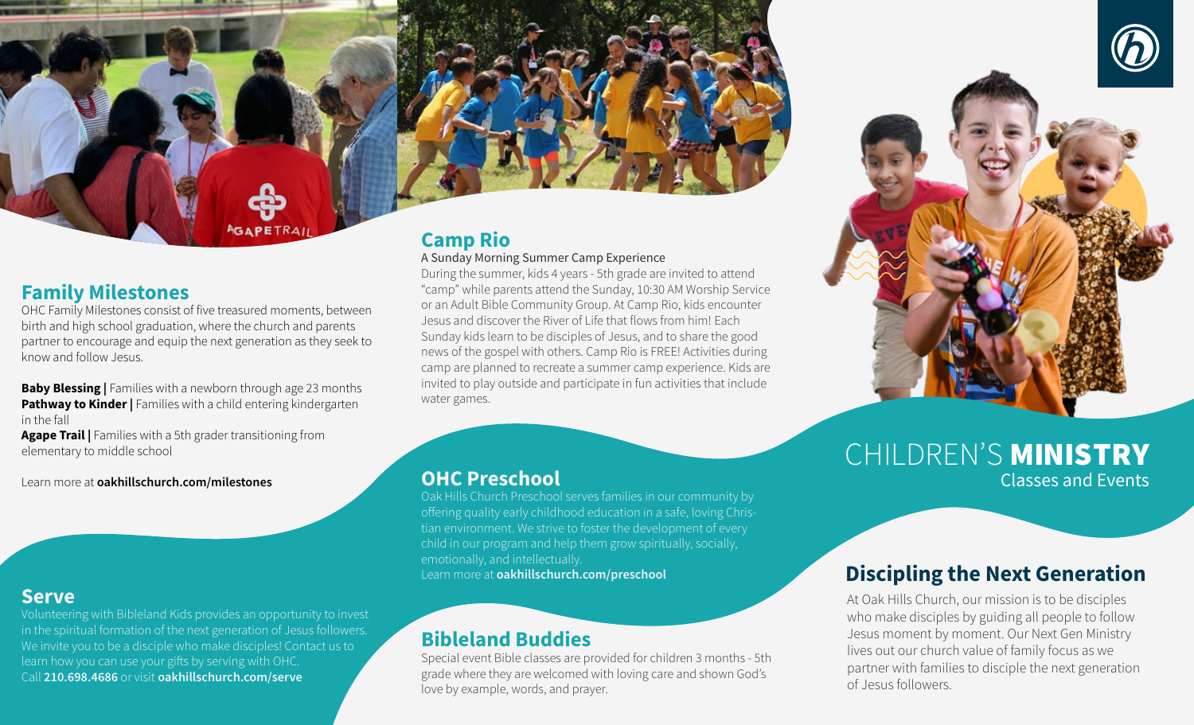## Family Milestones

OHC Family Milestones consist of five treasured moments, between birth and high school graduation, where the church and parents partner to encourage and equip the next generation as they seek to know and follow Jesus.

**Baby Blessing |** Families with a newborn through age 23 months
**Pathway to Kinder |** Families with a child entering kindergarten in the fall
**Agape Trail |** Families with a 5th grader transitioning from elementary to middle school

Learn more at **oakhillschurch.com/milestones**

## Serve

Volunteering with Bibleland Kids provides an opportunity to invest in the spiritual formation of the next generation of Jesus followers. We invite you to be a disciple who make disciples! Contact us to learn how you can use your gifts by serving with OHC.
Call **210.698.4686** or visit **oakhillschurch.com/serve**

## Camp Rio

A Sunday Morning Summer Camp Experience

During the summer, kids 4 years - 5th grade are invited to attend "camp" while parents attend the Sunday, 10:30 AM Worship Service or an Adult Bible Community Group. At Camp Rio, kids encounter Jesus and discover the River of Life that flows from him! Each Sunday kids learn to be disciples of Jesus, and to share the good news of the gospel with others. Camp Rio is FREE! Activities during camp are planned to recreate a summer camp experience. Kids are invited to play outside and participate in fun activities that include water games.

## OHC Preschool

Oak Hills Church Preschool serves families in our community by offering quality early childhood education in a safe, loving Christian environment. We strive to foster the development of every child in our program and help them grow spiritually, socially, emotionally, and intellectually.
Learn more at **oakhillschurch.com/preschool**

## Bibleland Buddies

Special event Bible classes are provided for children 3 months - 5th grade where they are welcomed with loving care and shown God's love by example, words, and prayer.

# CHILDREN'S **MINISTRY**

Classes and Events

## Discipling the Next Generation

At Oak Hills Church, our mission is to be disciples who make disciples by guiding all people to follow Jesus moment by moment. Our Next Gen Ministry lives out our church value of family focus as we partner with families to disciple the next generation of Jesus followers.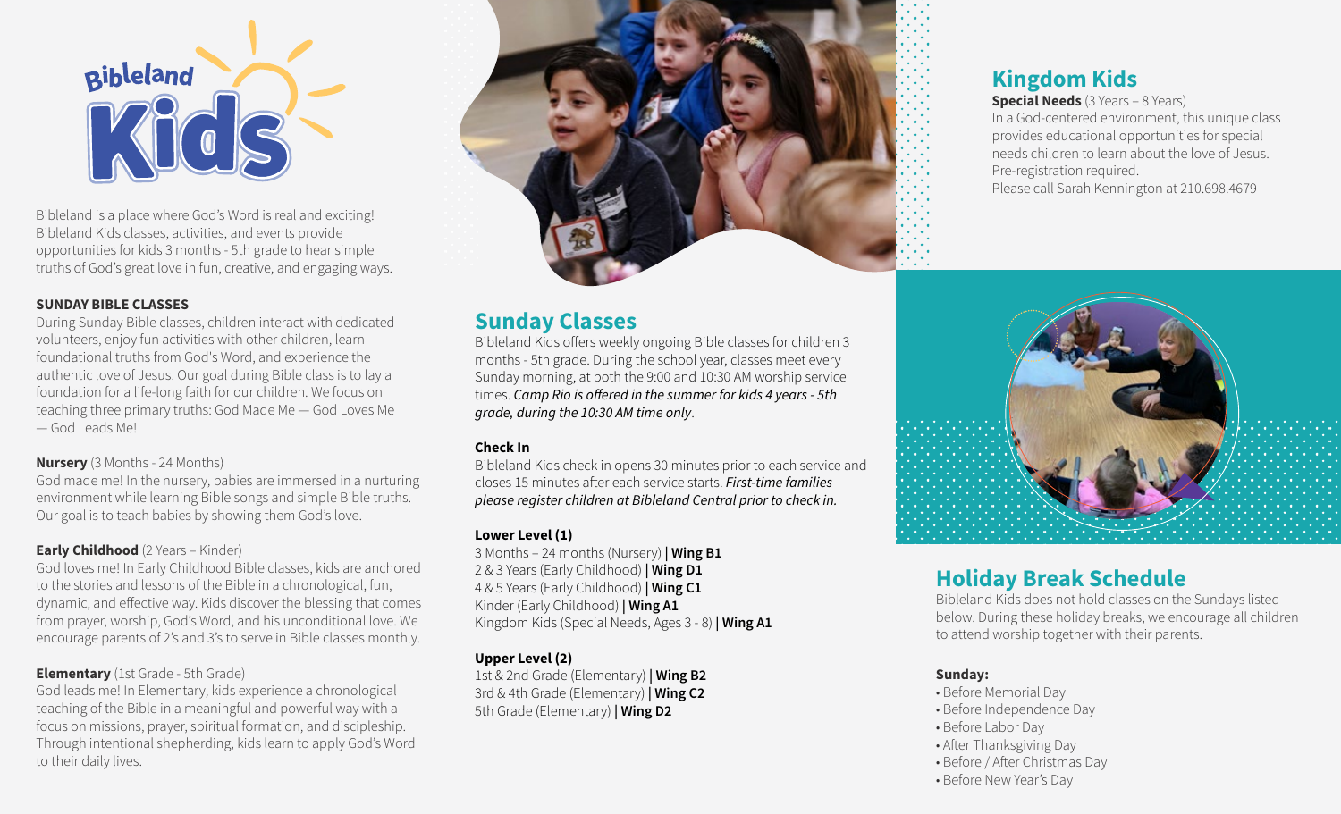# Bibleland Kids

Bibleland is a place where God's Word is real and exciting! Bibleland Kids classes, activities, and events provide opportunities for kids 3 months - 5th grade to hear simple truths of God's great love in fun, creative, and engaging ways.

**SUNDAY BIBLE CLASSES**

During Sunday Bible classes, children interact with dedicated volunteers, enjoy fun activities with other children, learn foundational truths from God's Word, and experience the authentic love of Jesus. Our goal during Bible class is to lay a foundation for a life-long faith for our children. We focus on teaching three primary truths: God Made Me — God Loves Me — God Leads Me!

**Nursery** (3 Months - 24 Months)
God made me! In the nursery, babies are immersed in a nurturing environment while learning Bible songs and simple Bible truths. Our goal is to teach babies by showing them God's love.

**Early Childhood** (2 Years – Kinder)
God loves me! In Early Childhood Bible classes, kids are anchored to the stories and lessons of the Bible in a chronological, fun, dynamic, and effective way. Kids discover the blessing that comes from prayer, worship, God's Word, and his unconditional love. We encourage parents of 2's and 3's to serve in Bible classes monthly.

**Elementary** (1st Grade - 5th Grade)
God leads me! In Elementary, kids experience a chronological teaching of the Bible in a meaningful and powerful way with a focus on missions, prayer, spiritual formation, and discipleship. Through intentional shepherding, kids learn to apply God's Word to their daily lives.

## Sunday Classes

Bibleland Kids offers weekly ongoing Bible classes for children 3 months - 5th grade. During the school year, classes meet every Sunday morning, at both the 9:00 and 10:30 AM worship service times. *Camp Rio is offered in the summer for kids 4 years - 5th grade, during the 10:30 AM time only*.

**Check In**

Bibleland Kids check in opens 30 minutes prior to each service and closes 15 minutes after each service starts. *First-time families please register children at Bibleland Central prior to check in.*

**Lower Level (1)**

3 Months – 24 months (Nursery) **| Wing B1**
2 & 3 Years (Early Childhood) **| Wing D1**
4 & 5 Years (Early Childhood) **| Wing C1**
Kinder (Early Childhood) **| Wing A1**
Kingdom Kids (Special Needs, Ages 3 - 8) **| Wing A1**

**Upper Level (2)**

1st & 2nd Grade (Elementary) **| Wing B2**
3rd & 4th Grade (Elementary) **| Wing C2**
5th Grade (Elementary) **| Wing D2**

## Kingdom Kids

**Special Needs** (3 Years – 8 Years)
In a God-centered environment, this unique class provides educational opportunities for special needs children to learn about the love of Jesus.
Pre-registration required.
Please call Sarah Kennington at 210.698.4679

## Holiday Break Schedule

Bibleland Kids does not hold classes on the Sundays listed below. During these holiday breaks, we encourage all children to attend worship together with their parents.

**Sunday:**

- Before Memorial Day
- Before Independence Day
- Before Labor Day
- After Thanksgiving Day
- Before / After Christmas Day
- Before New Year's Day